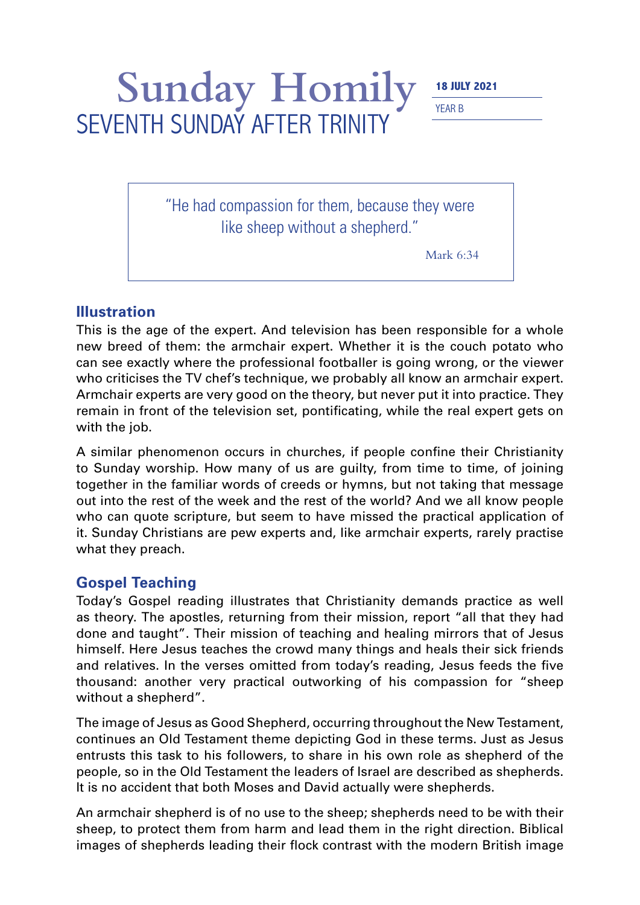# Sunday Homily

## SEVENTH SUNDAY AFTER TRINITY

**18 JULY 2021**

YEAR B

> "He had compassion for them, because they were like sheep without a shepherd."
>
> Mark 6:34

## Illustration

This is the age of the expert. And television has been responsible for a whole new breed of them: the armchair expert. Whether it is the couch potato who can see exactly where the professional footballer is going wrong, or the viewer who criticises the TV chef's technique, we probably all know an armchair expert. Armchair experts are very good on the theory, but never put it into practice. They remain in front of the television set, pontificating, while the real expert gets on with the job.

A similar phenomenon occurs in churches, if people confine their Christianity to Sunday worship. How many of us are guilty, from time to time, of joining together in the familiar words of creeds or hymns, but not taking that message out into the rest of the week and the rest of the world? And we all know people who can quote scripture, but seem to have missed the practical application of it. Sunday Christians are pew experts and, like armchair experts, rarely practise what they preach.

## Gospel Teaching

Today's Gospel reading illustrates that Christianity demands practice as well as theory. The apostles, returning from their mission, report "all that they had done and taught". Their mission of teaching and healing mirrors that of Jesus himself. Here Jesus teaches the crowd many things and heals their sick friends and relatives. In the verses omitted from today's reading, Jesus feeds the five thousand: another very practical outworking of his compassion for "sheep without a shepherd".

The image of Jesus as Good Shepherd, occurring throughout the New Testament, continues an Old Testament theme depicting God in these terms. Just as Jesus entrusts this task to his followers, to share in his own role as shepherd of the people, so in the Old Testament the leaders of Israel are described as shepherds. It is no accident that both Moses and David actually were shepherds.

An armchair shepherd is of no use to the sheep; shepherds need to be with their sheep, to protect them from harm and lead them in the right direction. Biblical images of shepherds leading their flock contrast with the modern British image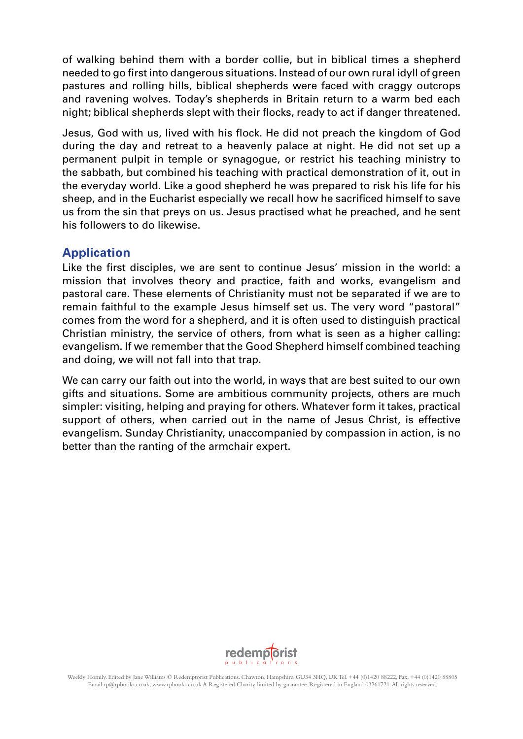of walking behind them with a border collie, but in biblical times a shepherd needed to go first into dangerous situations. Instead of our own rural idyll of green pastures and rolling hills, biblical shepherds were faced with craggy outcrops and ravening wolves. Today's shepherds in Britain return to a warm bed each night; biblical shepherds slept with their flocks, ready to act if danger threatened.

Jesus, God with us, lived with his flock. He did not preach the kingdom of God during the day and retreat to a heavenly palace at night. He did not set up a permanent pulpit in temple or synagogue, or restrict his teaching ministry to the sabbath, but combined his teaching with practical demonstration of it, out in the everyday world. Like a good shepherd he was prepared to risk his life for his sheep, and in the Eucharist especially we recall how he sacrificed himself to save us from the sin that preys on us. Jesus practised what he preached, and he sent his followers to do likewise.

## Application

Like the first disciples, we are sent to continue Jesus' mission in the world: a mission that involves theory and practice, faith and works, evangelism and pastoral care. These elements of Christianity must not be separated if we are to remain faithful to the example Jesus himself set us. The very word "pastoral" comes from the word for a shepherd, and it is often used to distinguish practical Christian ministry, the service of others, from what is seen as a higher calling: evangelism. If we remember that the Good Shepherd himself combined teaching and doing, we will not fall into that trap.

We can carry our faith out into the world, in ways that are best suited to our own gifts and situations. Some are ambitious community projects, others are much simpler: visiting, helping and praying for others. Whatever form it takes, practical support of others, when carried out in the name of Jesus Christ, is effective evangelism. Sunday Christianity, unaccompanied by compassion in action, is no better than the ranting of the armchair expert.

redemptorist publications

Weekly Homily. Edited by Jane Williams © Redemptorist Publications. Chawton, Hampshire, GU34 3HQ, UK Tel. +44 (0)1420 88222, Fax. +44 (0)1420 88805 Email rp@rpbooks.co.uk, www.rpbooks.co.uk A Registered Charity limited by guarantee. Registered in England 03261721. All rights reserved.